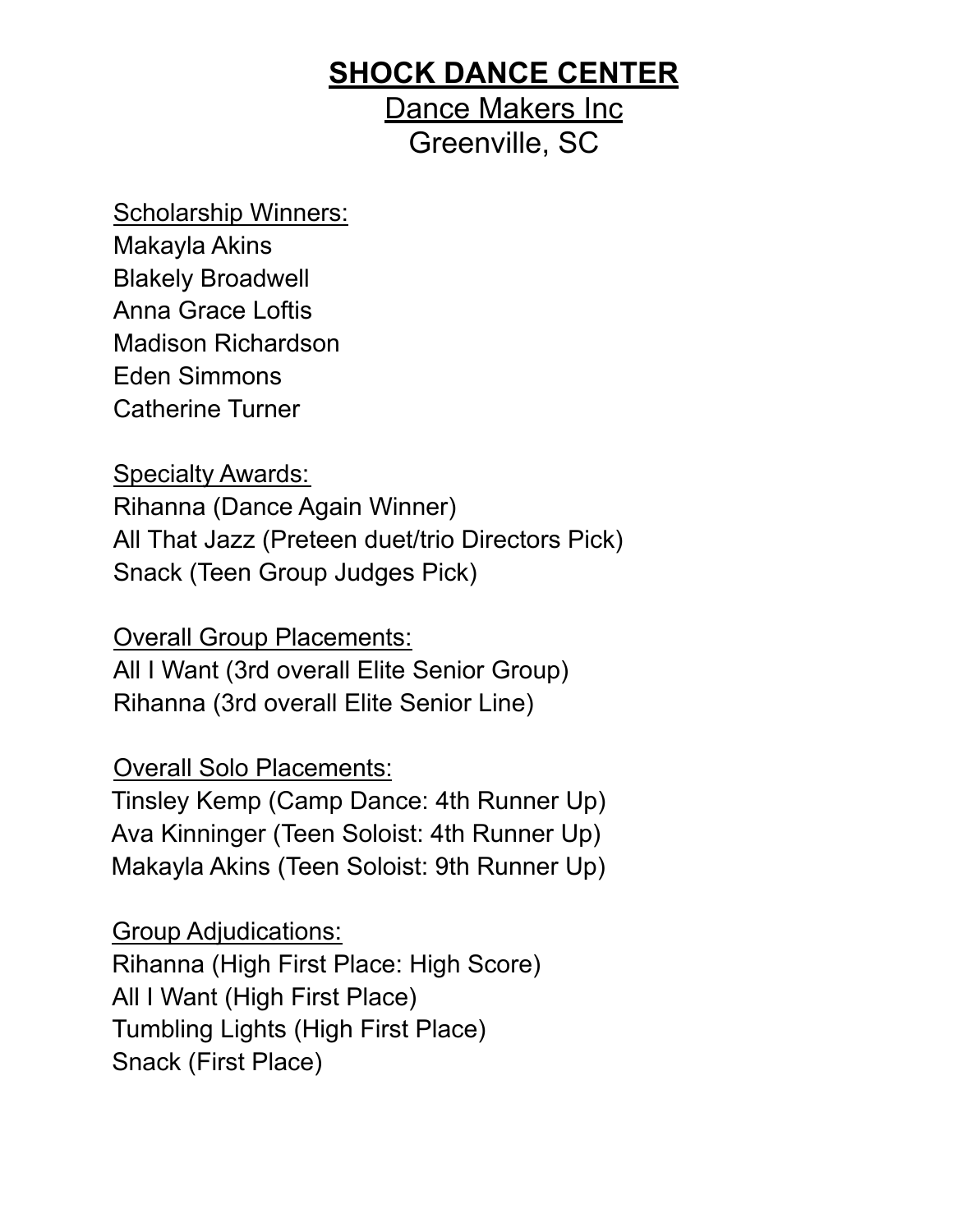# SHOCK DANCE CENTER

## Dance Makers Inc

## Greenville, SC

Scholarship Winners:

Makayla Akins
Blakely Broadwell
Anna Grace Loftis
Madison Richardson
Eden Simmons
Catherine Turner

Specialty Awards:

Rihanna (Dance Again Winner)
All That Jazz (Preteen duet/trio Directors Pick)
Snack (Teen Group Judges Pick)

Overall Group Placements:

All I Want (3rd overall Elite Senior Group)
Rihanna (3rd overall Elite Senior Line)

Overall Solo Placements:

Tinsley Kemp (Camp Dance: 4th Runner Up)
Ava Kinninger (Teen Soloist: 4th Runner Up)
Makayla Akins (Teen Soloist: 9th Runner Up)

Group Adjudications:

Rihanna (High First Place: High Score)
All I Want (High First Place)
Tumbling Lights (High First Place)
Snack (First Place)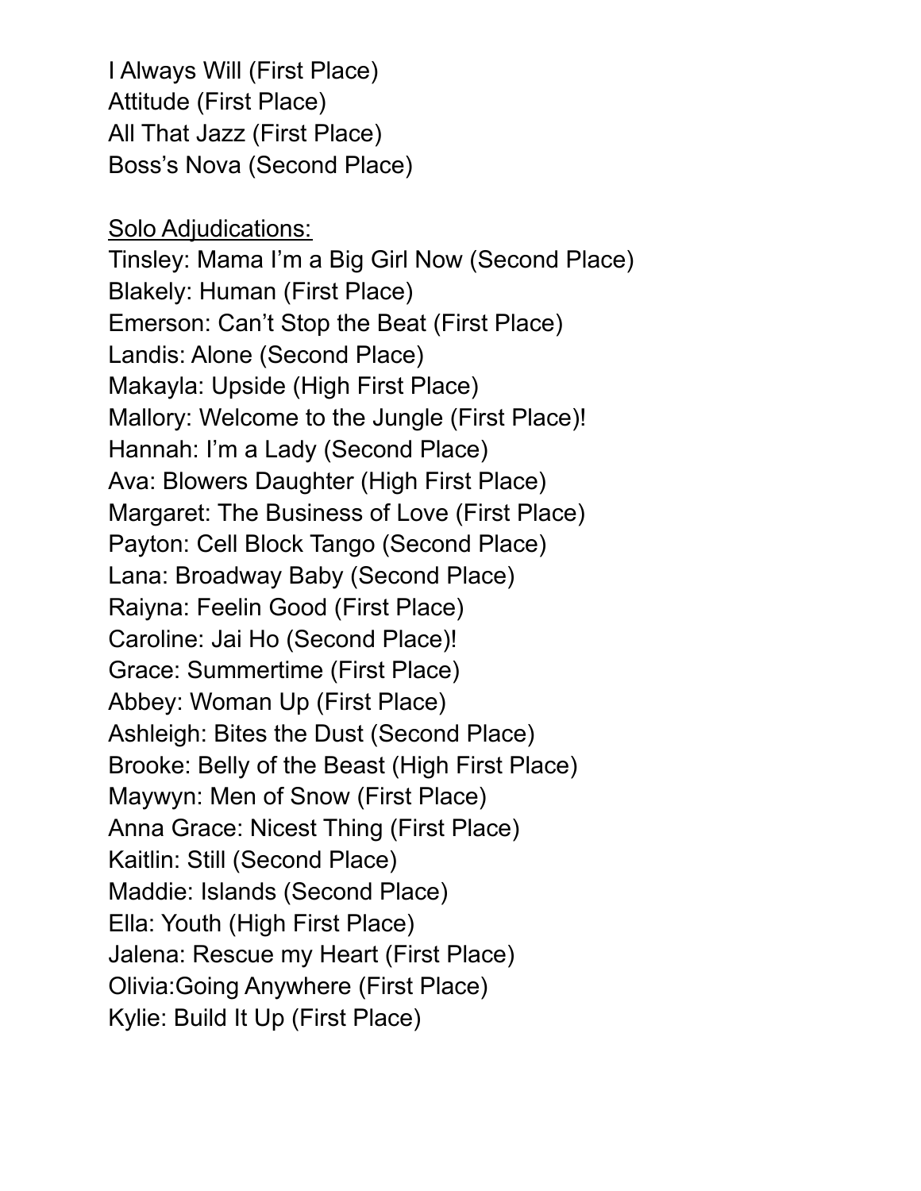I Always Will (First Place)
Attitude (First Place)
All That Jazz (First Place)
Boss's Nova (Second Place)

Solo Adjudications:
Tinsley: Mama I'm a Big Girl Now (Second Place)
Blakely: Human (First Place)
Emerson: Can't Stop the Beat (First Place)
Landis: Alone (Second Place)
Makayla: Upside (High First Place)
Mallory: Welcome to the Jungle (First Place)!
Hannah: I'm a Lady (Second Place)
Ava: Blowers Daughter (High First Place)
Margaret: The Business of Love (First Place)
Payton: Cell Block Tango (Second Place)
Lana: Broadway Baby (Second Place)
Raiyna: Feelin Good (First Place)
Caroline: Jai Ho (Second Place)!
Grace: Summertime (First Place)
Abbey: Woman Up (First Place)
Ashleigh: Bites the Dust (Second Place)
Brooke: Belly of the Beast (High First Place)
Maywyn: Men of Snow (First Place)
Anna Grace: Nicest Thing (First Place)
Kaitlin: Still (Second Place)
Maddie: Islands (Second Place)
Ella: Youth (High First Place)
Jalena: Rescue my Heart (First Place)
Olivia:Going Anywhere (First Place)
Kylie: Build It Up (First Place)